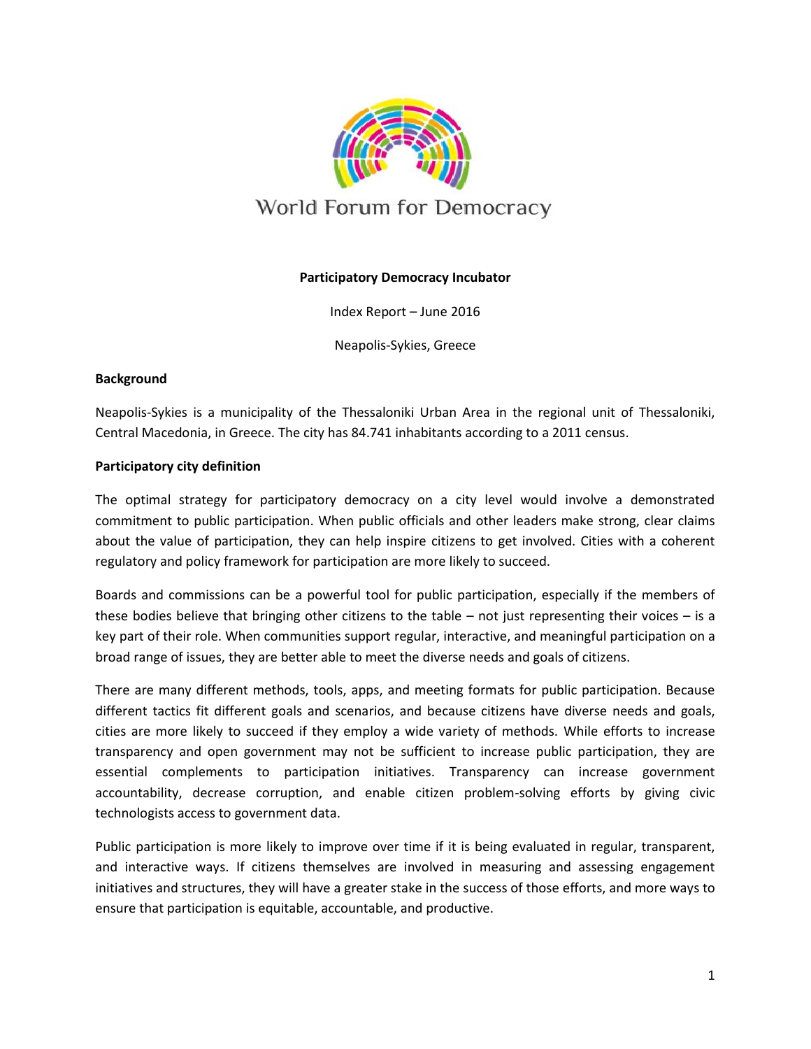World Forum for Democracy

**Participatory Democracy Incubator**

Index Report – June 2016

Neapolis-Sykies, Greece

## Background

Neapolis-Sykies is a municipality of the Thessaloniki Urban Area in the regional unit of Thessaloniki, Central Macedonia, in Greece. The city has 84.741 inhabitants according to a 2011 census.

## Participatory city definition

The optimal strategy for participatory democracy on a city level would involve a demonstrated commitment to public participation. When public officials and other leaders make strong, clear claims about the value of participation, they can help inspire citizens to get involved. Cities with a coherent regulatory and policy framework for participation are more likely to succeed.

Boards and commissions can be a powerful tool for public participation, especially if the members of these bodies believe that bringing other citizens to the table – not just representing their voices – is a key part of their role. When communities support regular, interactive, and meaningful participation on a broad range of issues, they are better able to meet the diverse needs and goals of citizens.

There are many different methods, tools, apps, and meeting formats for public participation. Because different tactics fit different goals and scenarios, and because citizens have diverse needs and goals, cities are more likely to succeed if they employ a wide variety of methods. While efforts to increase transparency and open government may not be sufficient to increase public participation, they are essential complements to participation initiatives. Transparency can increase government accountability, decrease corruption, and enable citizen problem-solving efforts by giving civic technologists access to government data.

Public participation is more likely to improve over time if it is being evaluated in regular, transparent, and interactive ways. If citizens themselves are involved in measuring and assessing engagement initiatives and structures, they will have a greater stake in the success of those efforts, and more ways to ensure that participation is equitable, accountable, and productive.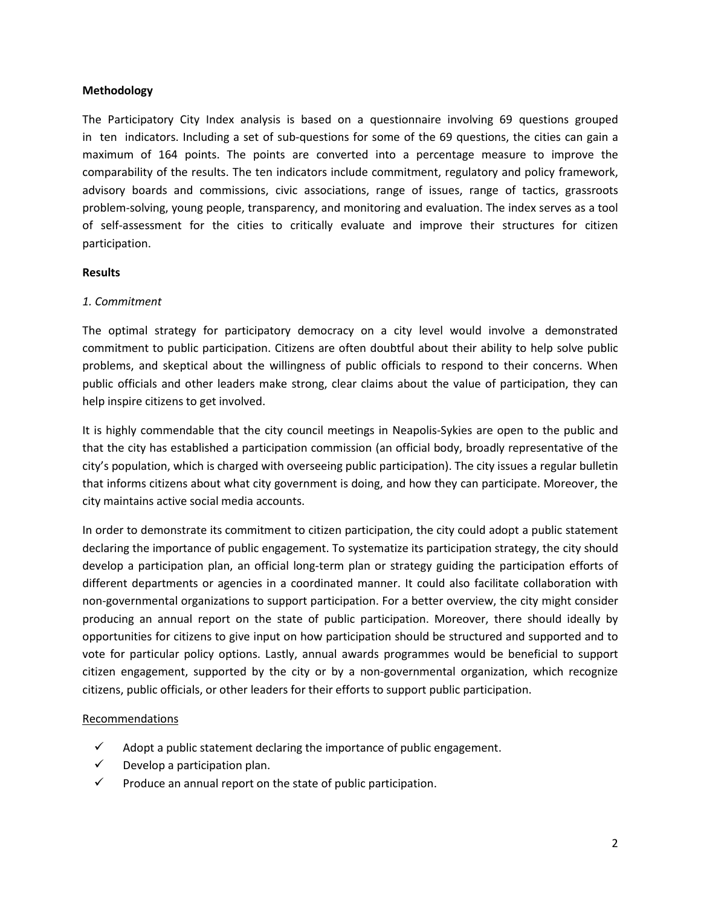**Methodology**

The Participatory City Index analysis is based on a questionnaire involving 69 questions grouped in ten indicators. Including a set of sub-questions for some of the 69 questions, the cities can gain a maximum of 164 points. The points are converted into a percentage measure to improve the comparability of the results. The ten indicators include commitment, regulatory and policy framework, advisory boards and commissions, civic associations, range of issues, range of tactics, grassroots problem-solving, young people, transparency, and monitoring and evaluation. The index serves as a tool of self-assessment for the cities to critically evaluate and improve their structures for citizen participation.

**Results**

*1. Commitment*

The optimal strategy for participatory democracy on a city level would involve a demonstrated commitment to public participation. Citizens are often doubtful about their ability to help solve public problems, and skeptical about the willingness of public officials to respond to their concerns. When public officials and other leaders make strong, clear claims about the value of participation, they can help inspire citizens to get involved.

It is highly commendable that the city council meetings in Neapolis-Sykies are open to the public and that the city has established a participation commission (an official body, broadly representative of the city's population, which is charged with overseeing public participation). The city issues a regular bulletin that informs citizens about what city government is doing, and how they can participate. Moreover, the city maintains active social media accounts.

In order to demonstrate its commitment to citizen participation, the city could adopt a public statement declaring the importance of public engagement. To systematize its participation strategy, the city should develop a participation plan, an official long-term plan or strategy guiding the participation efforts of different departments or agencies in a coordinated manner. It could also facilitate collaboration with non-governmental organizations to support participation. For a better overview, the city might consider producing an annual report on the state of public participation. Moreover, there should ideally by opportunities for citizens to give input on how participation should be structured and supported and to vote for particular policy options. Lastly, annual awards programmes would be beneficial to support citizen engagement, supported by the city or by a non-governmental organization, which recognize citizens, public officials, or other leaders for their efforts to support public participation.

Recommendations

- ✓ Adopt a public statement declaring the importance of public engagement.
- ✓ Develop a participation plan.
- ✓ Produce an annual report on the state of public participation.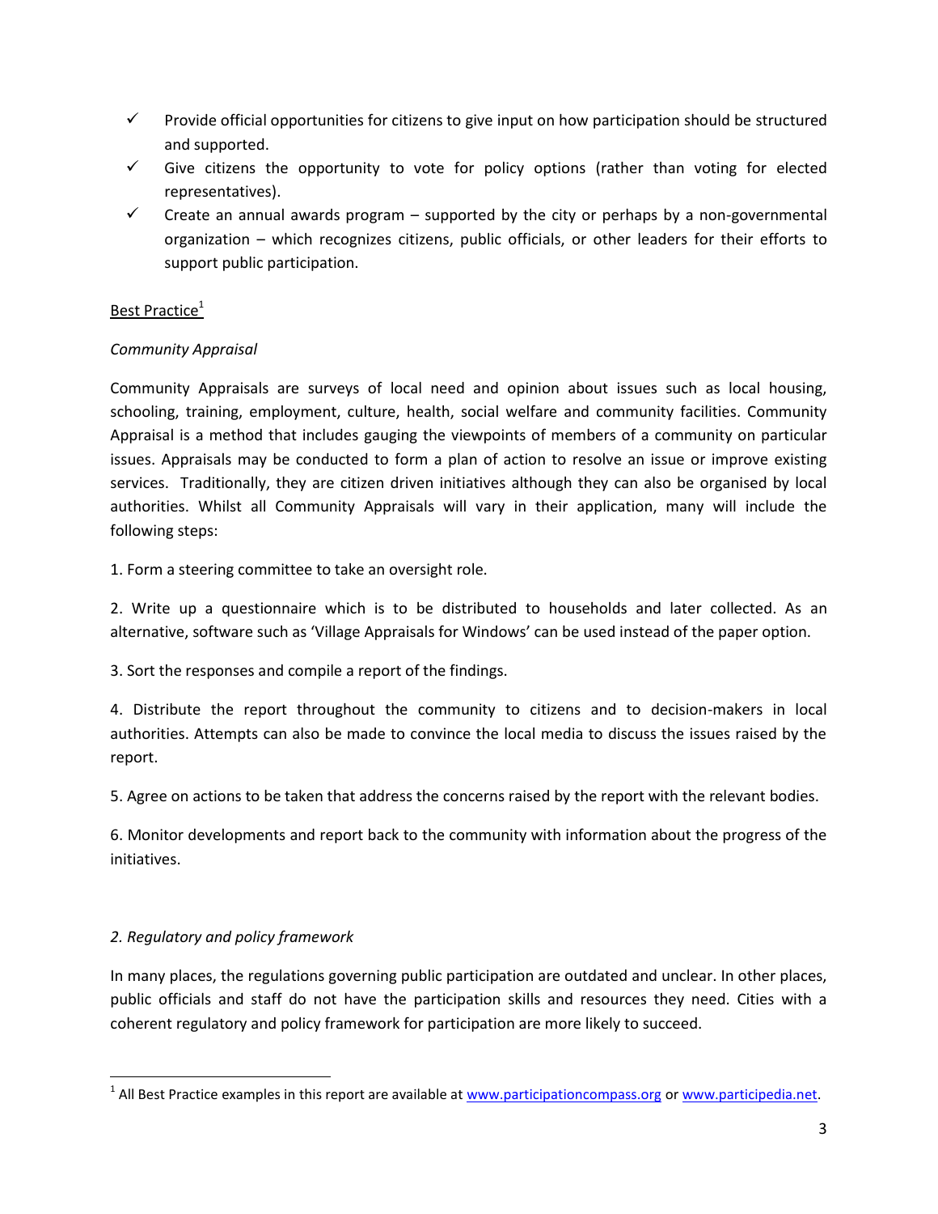- ✓ Provide official opportunities for citizens to give input on how participation should be structured and supported.
- ✓ Give citizens the opportunity to vote for policy options (rather than voting for elected representatives).
- ✓ Create an annual awards program – supported by the city or perhaps by a non-governmental organization – which recognizes citizens, public officials, or other leaders for their efforts to support public participation.

Best Practice[1]

*Community Appraisal*

Community Appraisals are surveys of local need and opinion about issues such as local housing, schooling, training, employment, culture, health, social welfare and community facilities. Community Appraisal is a method that includes gauging the viewpoints of members of a community on particular issues. Appraisals may be conducted to form a plan of action to resolve an issue or improve existing services. Traditionally, they are citizen driven initiatives although they can also be organised by local authorities. Whilst all Community Appraisals will vary in their application, many will include the following steps:

1. Form a steering committee to take an oversight role.

2. Write up a questionnaire which is to be distributed to households and later collected. As an alternative, software such as 'Village Appraisals for Windows' can be used instead of the paper option.

3. Sort the responses and compile a report of the findings.

4. Distribute the report throughout the community to citizens and to decision-makers in local authorities. Attempts can also be made to convince the local media to discuss the issues raised by the report.

5. Agree on actions to be taken that address the concerns raised by the report with the relevant bodies.

6. Monitor developments and report back to the community with information about the progress of the initiatives.

*2. Regulatory and policy framework*

In many places, the regulations governing public participation are outdated and unclear. In other places, public officials and staff do not have the participation skills and resources they need. Cities with a coherent regulatory and policy framework for participation are more likely to succeed.

---

[1] All Best Practice examples in this report are available at www.participationcompass.org or www.participedia.net.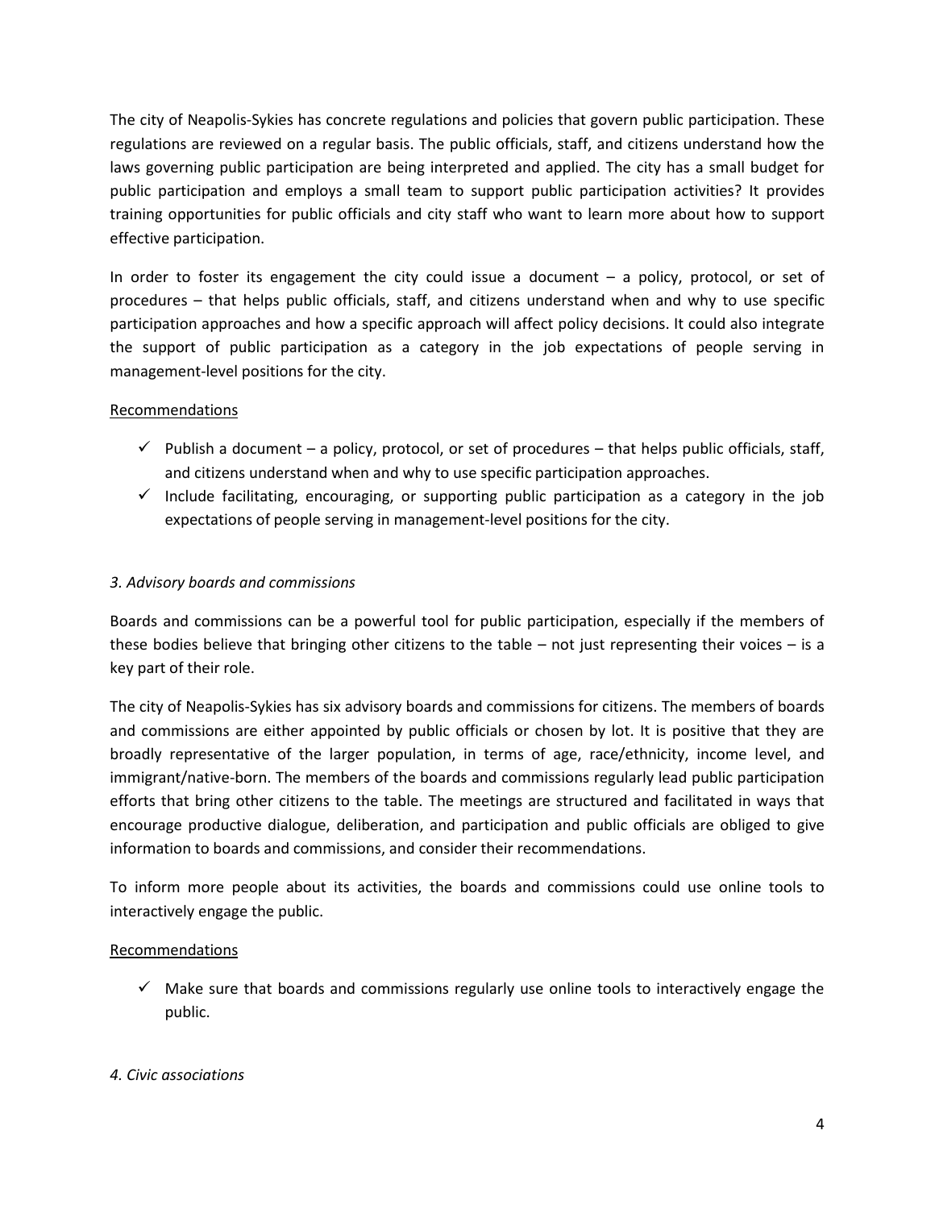The city of Neapolis-Sykies has concrete regulations and policies that govern public participation. These regulations are reviewed on a regular basis. The public officials, staff, and citizens understand how the laws governing public participation are being interpreted and applied. The city has a small budget for public participation and employs a small team to support public participation activities? It provides training opportunities for public officials and city staff who want to learn more about how to support effective participation.

In order to foster its engagement the city could issue a document – a policy, protocol, or set of procedures – that helps public officials, staff, and citizens understand when and why to use specific participation approaches and how a specific approach will affect policy decisions. It could also integrate the support of public participation as a category in the job expectations of people serving in management-level positions for the city.

<u>Recommendations</u>

- ✓ Publish a document – a policy, protocol, or set of procedures – that helps public officials, staff, and citizens understand when and why to use specific participation approaches.
- ✓ Include facilitating, encouraging, or supporting public participation as a category in the job expectations of people serving in management-level positions for the city.

*3. Advisory boards and commissions*

Boards and commissions can be a powerful tool for public participation, especially if the members of these bodies believe that bringing other citizens to the table – not just representing their voices – is a key part of their role.

The city of Neapolis-Sykies has six advisory boards and commissions for citizens. The members of boards and commissions are either appointed by public officials or chosen by lot. It is positive that they are broadly representative of the larger population, in terms of age, race/ethnicity, income level, and immigrant/native-born. The members of the boards and commissions regularly lead public participation efforts that bring other citizens to the table. The meetings are structured and facilitated in ways that encourage productive dialogue, deliberation, and participation and public officials are obliged to give information to boards and commissions, and consider their recommendations.

To inform more people about its activities, the boards and commissions could use online tools to interactively engage the public.

<u>Recommendations</u>

- ✓ Make sure that boards and commissions regularly use online tools to interactively engage the public.

*4. Civic associations*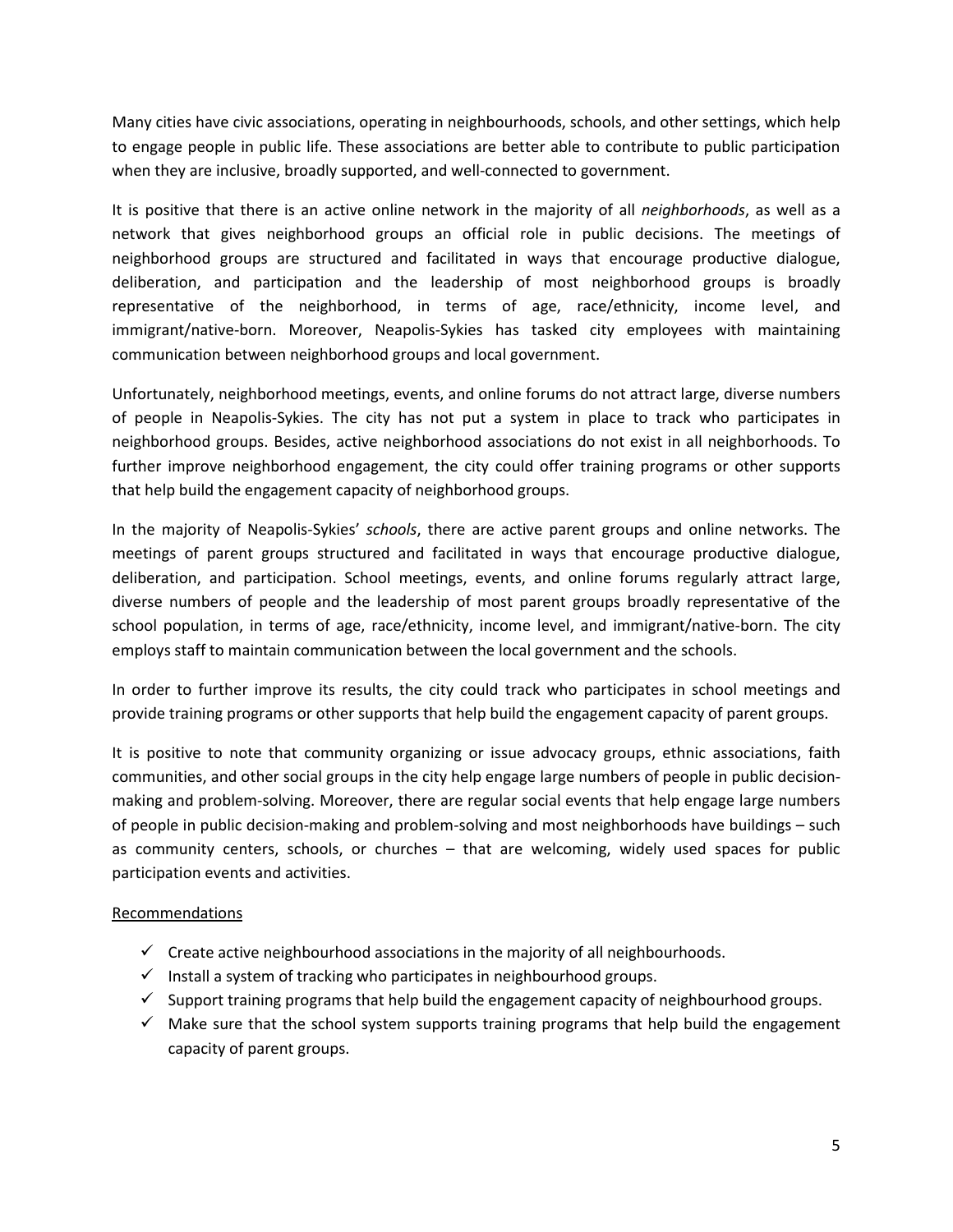Many cities have civic associations, operating in neighbourhoods, schools, and other settings, which help to engage people in public life. These associations are better able to contribute to public participation when they are inclusive, broadly supported, and well-connected to government.

It is positive that there is an active online network in the majority of all *neighborhoods*, as well as a network that gives neighborhood groups an official role in public decisions. The meetings of neighborhood groups are structured and facilitated in ways that encourage productive dialogue, deliberation, and participation and the leadership of most neighborhood groups is broadly representative of the neighborhood, in terms of age, race/ethnicity, income level, and immigrant/native-born. Moreover, Neapolis-Sykies has tasked city employees with maintaining communication between neighborhood groups and local government.

Unfortunately, neighborhood meetings, events, and online forums do not attract large, diverse numbers of people in Neapolis-Sykies. The city has not put a system in place to track who participates in neighborhood groups. Besides, active neighborhood associations do not exist in all neighborhoods. To further improve neighborhood engagement, the city could offer training programs or other supports that help build the engagement capacity of neighborhood groups.

In the majority of Neapolis-Sykies' *schools*, there are active parent groups and online networks. The meetings of parent groups structured and facilitated in ways that encourage productive dialogue, deliberation, and participation. School meetings, events, and online forums regularly attract large, diverse numbers of people and the leadership of most parent groups broadly representative of the school population, in terms of age, race/ethnicity, income level, and immigrant/native-born. The city employs staff to maintain communication between the local government and the schools.

In order to further improve its results, the city could track who participates in school meetings and provide training programs or other supports that help build the engagement capacity of parent groups.

It is positive to note that community organizing or issue advocacy groups, ethnic associations, faith communities, and other social groups in the city help engage large numbers of people in public decision-making and problem-solving. Moreover, there are regular social events that help engage large numbers of people in public decision-making and problem-solving and most neighborhoods have buildings – such as community centers, schools, or churches – that are welcoming, widely used spaces for public participation events and activities.

<u>Recommendations</u>

- ✓ Create active neighbourhood associations in the majority of all neighbourhoods.
- ✓ Install a system of tracking who participates in neighbourhood groups.
- ✓ Support training programs that help build the engagement capacity of neighbourhood groups.
- ✓ Make sure that the school system supports training programs that help build the engagement capacity of parent groups.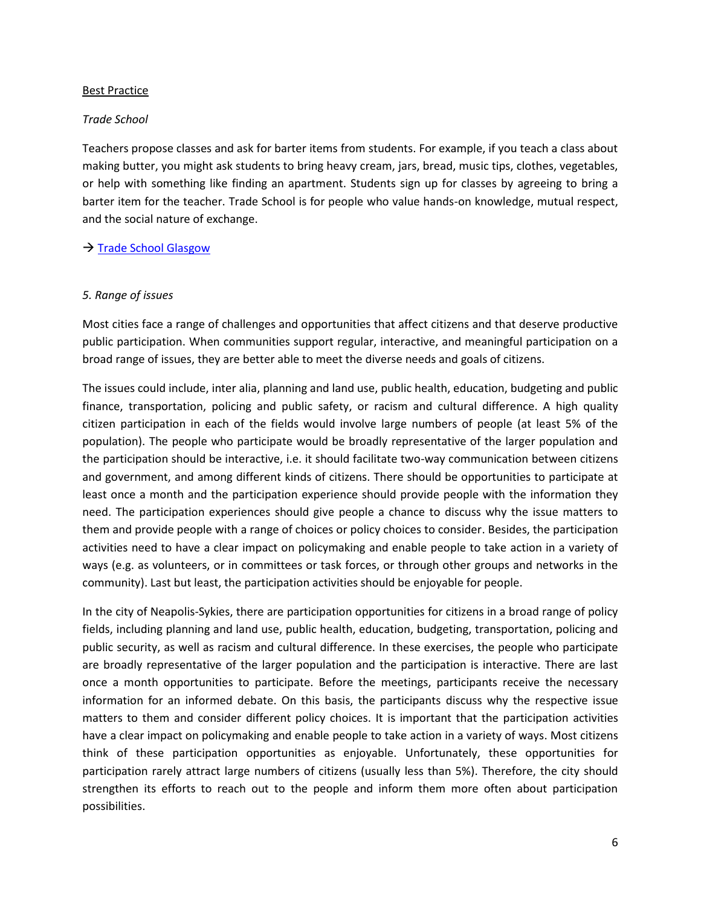Best Practice

*Trade School*

Teachers propose classes and ask for barter items from students. For example, if you teach a class about making butter, you might ask students to bring heavy cream, jars, bread, music tips, clothes, vegetables, or help with something like finding an apartment. Students sign up for classes by agreeing to bring a barter item for the teacher. Trade School is for people who value hands-on knowledge, mutual respect, and the social nature of exchange.

→ Trade School Glasgow

*5. Range of issues*

Most cities face a range of challenges and opportunities that affect citizens and that deserve productive public participation. When communities support regular, interactive, and meaningful participation on a broad range of issues, they are better able to meet the diverse needs and goals of citizens.

The issues could include, inter alia, planning and land use, public health, education, budgeting and public finance, transportation, policing and public safety, or racism and cultural difference. A high quality citizen participation in each of the fields would involve large numbers of people (at least 5% of the population). The people who participate would be broadly representative of the larger population and the participation should be interactive, i.e. it should facilitate two-way communication between citizens and government, and among different kinds of citizens. There should be opportunities to participate at least once a month and the participation experience should provide people with the information they need. The participation experiences should give people a chance to discuss why the issue matters to them and provide people with a range of choices or policy choices to consider. Besides, the participation activities need to have a clear impact on policymaking and enable people to take action in a variety of ways (e.g. as volunteers, or in committees or task forces, or through other groups and networks in the community). Last but least, the participation activities should be enjoyable for people.

In the city of Neapolis-Sykies, there are participation opportunities for citizens in a broad range of policy fields, including planning and land use, public health, education, budgeting, transportation, policing and public security, as well as racism and cultural difference. In these exercises, the people who participate are broadly representative of the larger population and the participation is interactive. There are last once a month opportunities to participate. Before the meetings, participants receive the necessary information for an informed debate. On this basis, the participants discuss why the respective issue matters to them and consider different policy choices. It is important that the participation activities have a clear impact on policymaking and enable people to take action in a variety of ways. Most citizens think of these participation opportunities as enjoyable. Unfortunately, these opportunities for participation rarely attract large numbers of citizens (usually less than 5%). Therefore, the city should strengthen its efforts to reach out to the people and inform them more often about participation possibilities.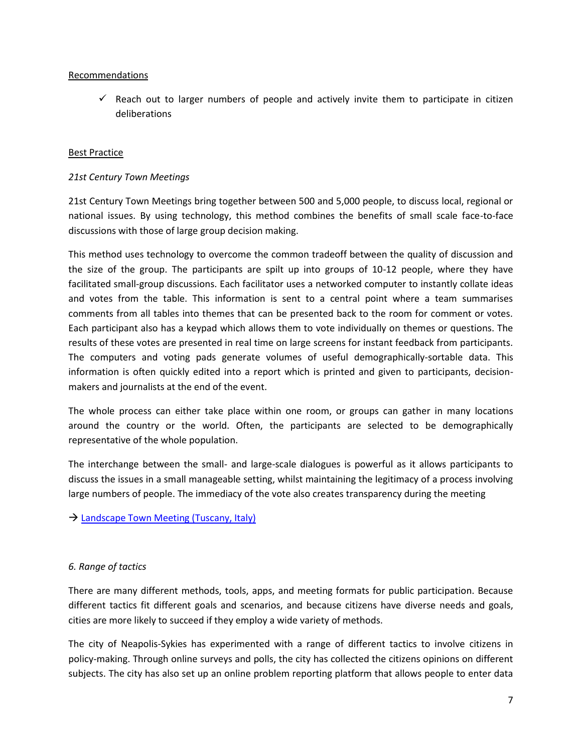Recommendations

- ✓ Reach out to larger numbers of people and actively invite them to participate in citizen deliberations

Best Practice

*21st Century Town Meetings*

21st Century Town Meetings bring together between 500 and 5,000 people, to discuss local, regional or national issues. By using technology, this method combines the benefits of small scale face-to-face discussions with those of large group decision making.

This method uses technology to overcome the common tradeoff between the quality of discussion and the size of the group. The participants are spilt up into groups of 10-12 people, where they have facilitated small-group discussions. Each facilitator uses a networked computer to instantly collate ideas and votes from the table. This information is sent to a central point where a team summarises comments from all tables into themes that can be presented back to the room for comment or votes. Each participant also has a keypad which allows them to vote individually on themes or questions. The results of these votes are presented in real time on large screens for instant feedback from participants. The computers and voting pads generate volumes of useful demographically-sortable data. This information is often quickly edited into a report which is printed and given to participants, decision-makers and journalists at the end of the event.

The whole process can either take place within one room, or groups can gather in many locations around the country or the world. Often, the participants are selected to be demographically representative of the whole population.

The interchange between the small- and large-scale dialogues is powerful as it allows participants to discuss the issues in a small manageable setting, whilst maintaining the legitimacy of a process involving large numbers of people. The immediacy of the vote also creates transparency during the meeting

→ Landscape Town Meeting (Tuscany, Italy)

*6. Range of tactics*

There are many different methods, tools, apps, and meeting formats for public participation. Because different tactics fit different goals and scenarios, and because citizens have diverse needs and goals, cities are more likely to succeed if they employ a wide variety of methods.

The city of Neapolis-Sykies has experimented with a range of different tactics to involve citizens in policy-making. Through online surveys and polls, the city has collected the citizens opinions on different subjects. The city has also set up an online problem reporting platform that allows people to enter data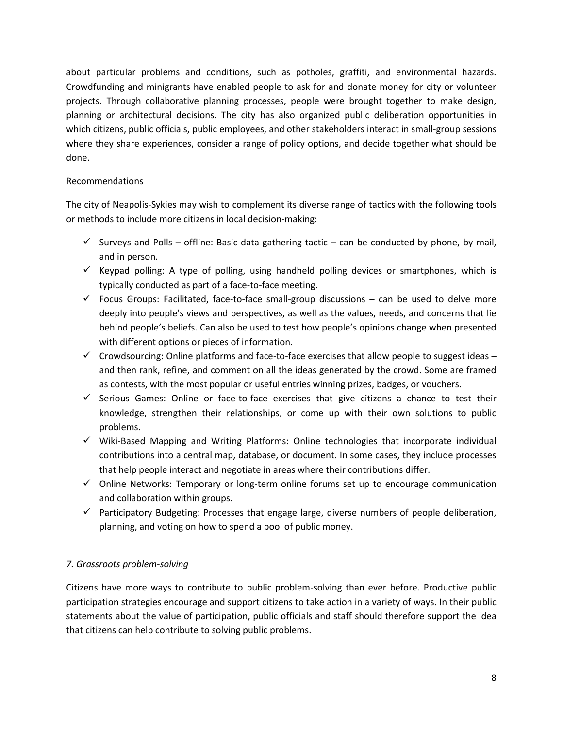about particular problems and conditions, such as potholes, graffiti, and environmental hazards. Crowdfunding and minigrants have enabled people to ask for and donate money for city or volunteer projects. Through collaborative planning processes, people were brought together to make design, planning or architectural decisions. The city has also organized public deliberation opportunities in which citizens, public officials, public employees, and other stakeholders interact in small-group sessions where they share experiences, consider a range of policy options, and decide together what should be done.

<u>Recommendations</u>

The city of Neapolis-Sykies may wish to complement its diverse range of tactics with the following tools or methods to include more citizens in local decision-making:

- ✓ Surveys and Polls – offline: Basic data gathering tactic – can be conducted by phone, by mail, and in person.
- ✓ Keypad polling: A type of polling, using handheld polling devices or smartphones, which is typically conducted as part of a face-to-face meeting.
- ✓ Focus Groups: Facilitated, face-to-face small-group discussions – can be used to delve more deeply into people's views and perspectives, as well as the values, needs, and concerns that lie behind people's beliefs. Can also be used to test how people's opinions change when presented with different options or pieces of information.
- ✓ Crowdsourcing: Online platforms and face-to-face exercises that allow people to suggest ideas – and then rank, refine, and comment on all the ideas generated by the crowd. Some are framed as contests, with the most popular or useful entries winning prizes, badges, or vouchers.
- ✓ Serious Games: Online or face-to-face exercises that give citizens a chance to test their knowledge, strengthen their relationships, or come up with their own solutions to public problems.
- ✓ Wiki-Based Mapping and Writing Platforms: Online technologies that incorporate individual contributions into a central map, database, or document. In some cases, they include processes that help people interact and negotiate in areas where their contributions differ.
- ✓ Online Networks: Temporary or long-term online forums set up to encourage communication and collaboration within groups.
- ✓ Participatory Budgeting: Processes that engage large, diverse numbers of people deliberation, planning, and voting on how to spend a pool of public money.

### *7. Grassroots problem-solving*

Citizens have more ways to contribute to public problem-solving than ever before. Productive public participation strategies encourage and support citizens to take action in a variety of ways. In their public statements about the value of participation, public officials and staff should therefore support the idea that citizens can help contribute to solving public problems.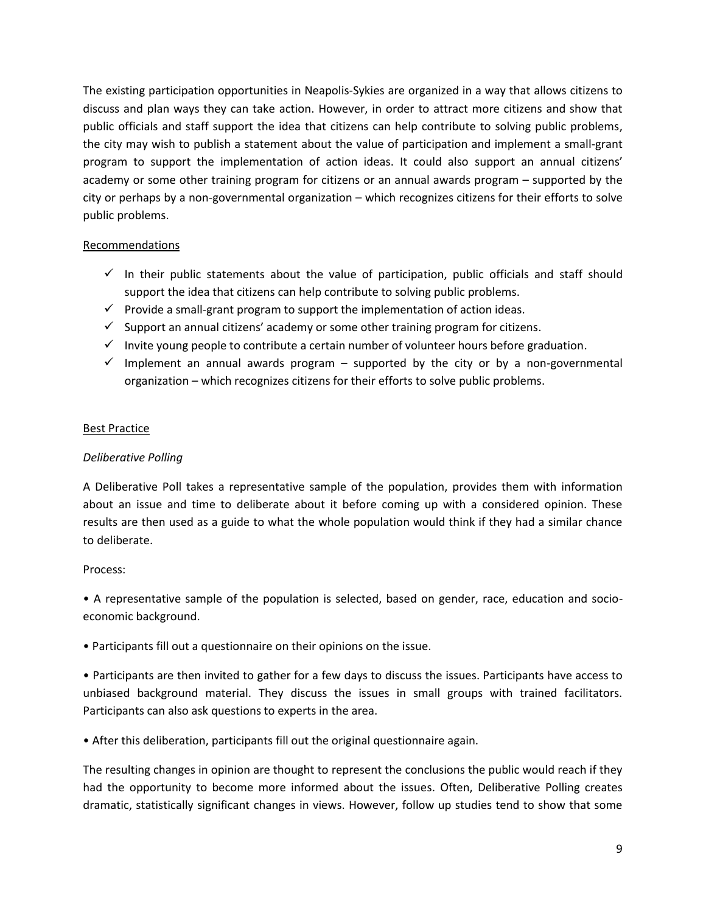The existing participation opportunities in Neapolis-Sykies are organized in a way that allows citizens to discuss and plan ways they can take action. However, in order to attract more citizens and show that public officials and staff support the idea that citizens can help contribute to solving public problems, the city may wish to publish a statement about the value of participation and implement a small-grant program to support the implementation of action ideas. It could also support an annual citizens' academy or some other training program for citizens or an annual awards program – supported by the city or perhaps by a non-governmental organization – which recognizes citizens for their efforts to solve public problems.

<u>Recommendations</u>

- ✓ In their public statements about the value of participation, public officials and staff should support the idea that citizens can help contribute to solving public problems.
- ✓ Provide a small-grant program to support the implementation of action ideas.
- ✓ Support an annual citizens' academy or some other training program for citizens.
- ✓ Invite young people to contribute a certain number of volunteer hours before graduation.
- ✓ Implement an annual awards program – supported by the city or by a non-governmental organization – which recognizes citizens for their efforts to solve public problems.

<u>Best Practice</u>

*Deliberative Polling*

A Deliberative Poll takes a representative sample of the population, provides them with information about an issue and time to deliberate about it before coming up with a considered opinion. These results are then used as a guide to what the whole population would think if they had a similar chance to deliberate.

Process:

• A representative sample of the population is selected, based on gender, race, education and socio-economic background.

• Participants fill out a questionnaire on their opinions on the issue.

• Participants are then invited to gather for a few days to discuss the issues. Participants have access to unbiased background material. They discuss the issues in small groups with trained facilitators. Participants can also ask questions to experts in the area.

• After this deliberation, participants fill out the original questionnaire again.

The resulting changes in opinion are thought to represent the conclusions the public would reach if they had the opportunity to become more informed about the issues. Often, Deliberative Polling creates dramatic, statistically significant changes in views. However, follow up studies tend to show that some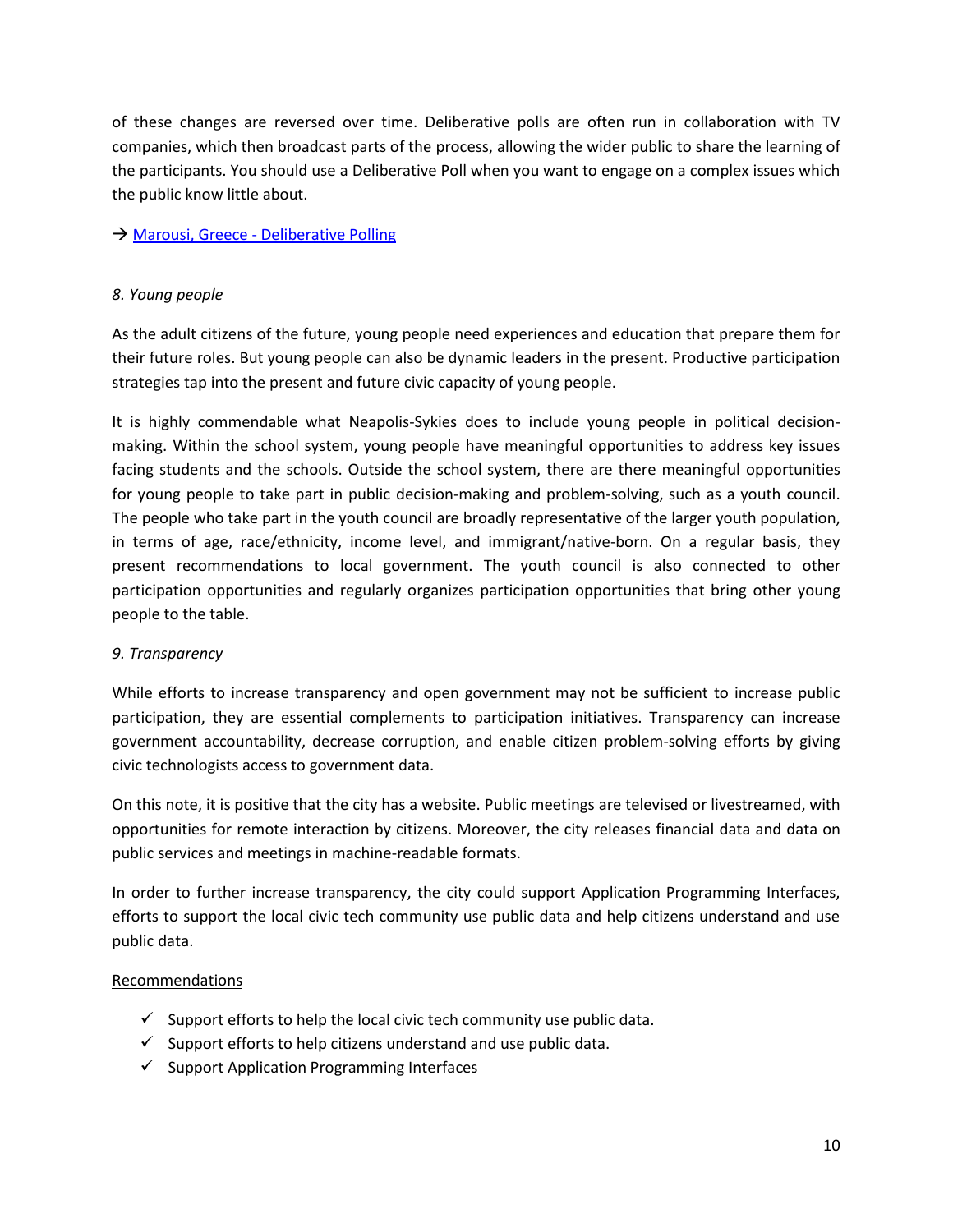of these changes are reversed over time. Deliberative polls are often run in collaboration with TV companies, which then broadcast parts of the process, allowing the wider public to share the learning of the participants. You should use a Deliberative Poll when you want to engage on a complex issues which the public know little about.

→ [Marousi, Greece - Deliberative Polling]

*8. Young people*

As the adult citizens of the future, young people need experiences and education that prepare them for their future roles. But young people can also be dynamic leaders in the present. Productive participation strategies tap into the present and future civic capacity of young people.

It is highly commendable what Neapolis-Sykies does to include young people in political decision-making. Within the school system, young people have meaningful opportunities to address key issues facing students and the schools. Outside the school system, there are there meaningful opportunities for young people to take part in public decision-making and problem-solving, such as a youth council. The people who take part in the youth council are broadly representative of the larger youth population, in terms of age, race/ethnicity, income level, and immigrant/native-born. On a regular basis, they present recommendations to local government. The youth council is also connected to other participation opportunities and regularly organizes participation opportunities that bring other young people to the table.

*9. Transparency*

While efforts to increase transparency and open government may not be sufficient to increase public participation, they are essential complements to participation initiatives. Transparency can increase government accountability, decrease corruption, and enable citizen problem-solving efforts by giving civic technologists access to government data.

On this note, it is positive that the city has a website. Public meetings are televised or livestreamed, with opportunities for remote interaction by citizens. Moreover, the city releases financial data and data on public services and meetings in machine-readable formats.

In order to further increase transparency, the city could support Application Programming Interfaces, efforts to support the local civic tech community use public data and help citizens understand and use public data.

Recommendations

- ✓ Support efforts to help the local civic tech community use public data.
- ✓ Support efforts to help citizens understand and use public data.
- ✓ Support Application Programming Interfaces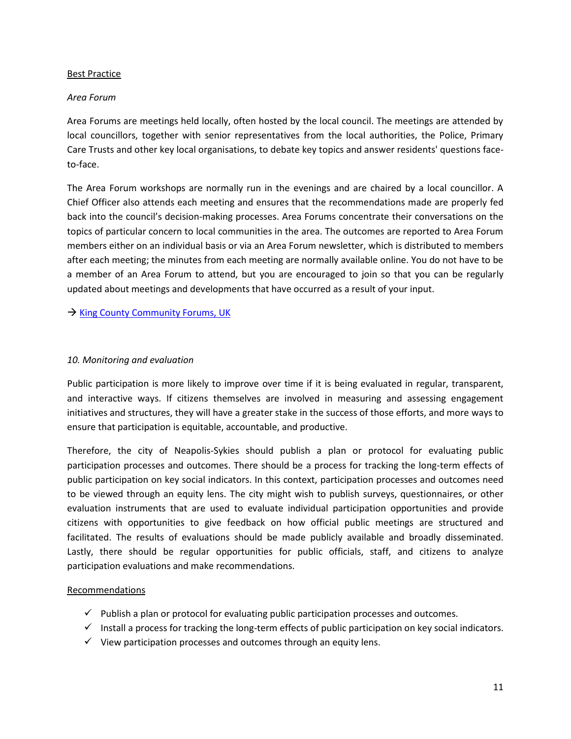Best Practice

*Area Forum*

Area Forums are meetings held locally, often hosted by the local council. The meetings are attended by local councillors, together with senior representatives from the local authorities, the Police, Primary Care Trusts and other key local organisations, to debate key topics and answer residents' questions face-to-face.

The Area Forum workshops are normally run in the evenings and are chaired by a local councillor. A Chief Officer also attends each meeting and ensures that the recommendations made are properly fed back into the council's decision-making processes. Area Forums concentrate their conversations on the topics of particular concern to local communities in the area. The outcomes are reported to Area Forum members either on an individual basis or via an Area Forum newsletter, which is distributed to members after each meeting; the minutes from each meeting are normally available online. You do not have to be a member of an Area Forum to attend, but you are encouraged to join so that you can be regularly updated about meetings and developments that have occurred as a result of your input.

→ King County Community Forums, UK

*10. Monitoring and evaluation*

Public participation is more likely to improve over time if it is being evaluated in regular, transparent, and interactive ways. If citizens themselves are involved in measuring and assessing engagement initiatives and structures, they will have a greater stake in the success of those efforts, and more ways to ensure that participation is equitable, accountable, and productive.

Therefore, the city of Neapolis-Sykies should publish a plan or protocol for evaluating public participation processes and outcomes. There should be a process for tracking the long-term effects of public participation on key social indicators. In this context, participation processes and outcomes need to be viewed through an equity lens. The city might wish to publish surveys, questionnaires, or other evaluation instruments that are used to evaluate individual participation opportunities and provide citizens with opportunities to give feedback on how official public meetings are structured and facilitated. The results of evaluations should be made publicly available and broadly disseminated. Lastly, there should be regular opportunities for public officials, staff, and citizens to analyze participation evaluations and make recommendations.

Recommendations

- ✓ Publish a plan or protocol for evaluating public participation processes and outcomes.
- ✓ Install a process for tracking the long-term effects of public participation on key social indicators.
- ✓ View participation processes and outcomes through an equity lens.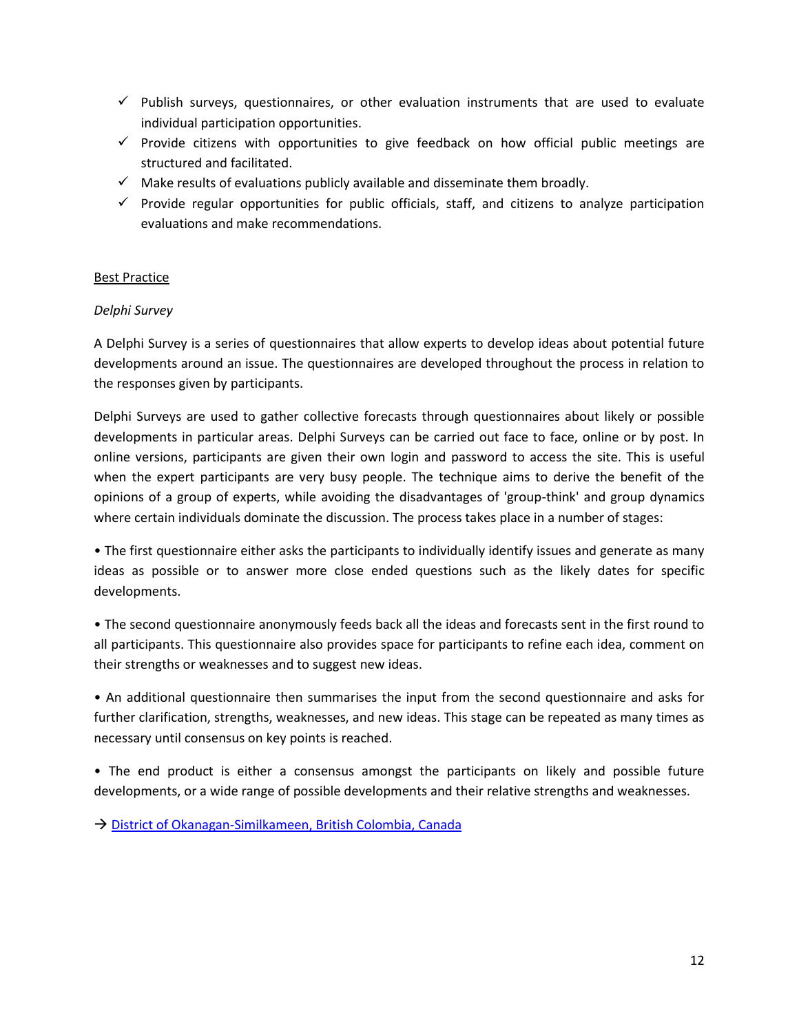- ✓ Publish surveys, questionnaires, or other evaluation instruments that are used to evaluate individual participation opportunities.
- ✓ Provide citizens with opportunities to give feedback on how official public meetings are structured and facilitated.
- ✓ Make results of evaluations publicly available and disseminate them broadly.
- ✓ Provide regular opportunities for public officials, staff, and citizens to analyze participation evaluations and make recommendations.

<u>Best Practice</u>

*Delphi Survey*

A Delphi Survey is a series of questionnaires that allow experts to develop ideas about potential future developments around an issue. The questionnaires are developed throughout the process in relation to the responses given by participants.

Delphi Surveys are used to gather collective forecasts through questionnaires about likely or possible developments in particular areas. Delphi Surveys can be carried out face to face, online or by post. In online versions, participants are given their own login and password to access the site. This is useful when the expert participants are very busy people. The technique aims to derive the benefit of the opinions of a group of experts, while avoiding the disadvantages of 'group-think' and group dynamics where certain individuals dominate the discussion. The process takes place in a number of stages:

• The first questionnaire either asks the participants to individually identify issues and generate as many ideas as possible or to answer more close ended questions such as the likely dates for specific developments.

• The second questionnaire anonymously feeds back all the ideas and forecasts sent in the first round to all participants. This questionnaire also provides space for participants to refine each idea, comment on their strengths or weaknesses and to suggest new ideas.

• An additional questionnaire then summarises the input from the second questionnaire and asks for further clarification, strengths, weaknesses, and new ideas. This stage can be repeated as many times as necessary until consensus on key points is reached.

• The end product is either a consensus amongst the participants on likely and possible future developments, or a wide range of possible developments and their relative strengths and weaknesses.

→ District of Okanagan-Similkameen, British Colombia, Canada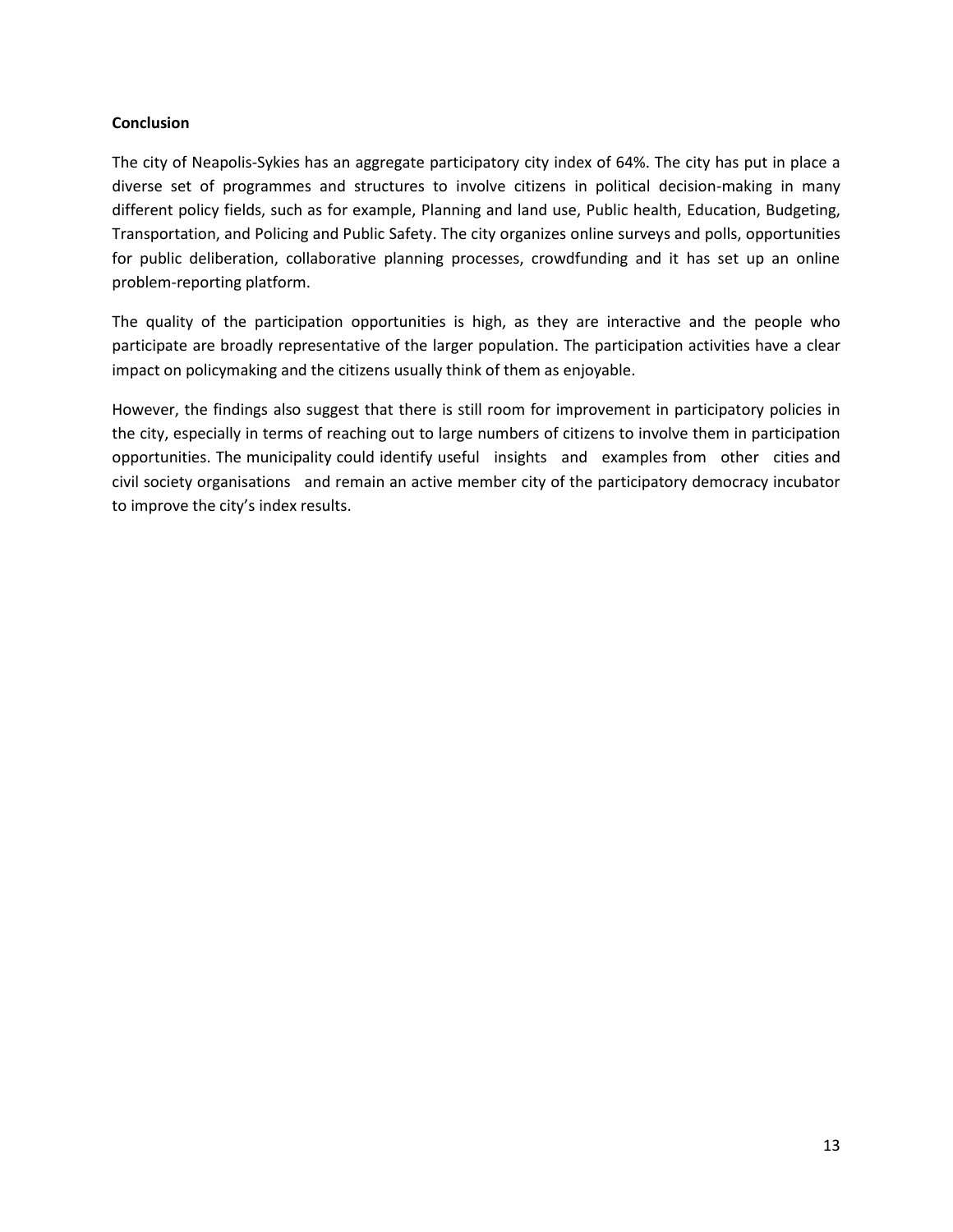**Conclusion**

The city of Neapolis-Sykies has an aggregate participatory city index of 64%. The city has put in place a diverse set of programmes and structures to involve citizens in political decision-making in many different policy fields, such as for example, Planning and land use, Public health, Education, Budgeting, Transportation, and Policing and Public Safety. The city organizes online surveys and polls, opportunities for public deliberation, collaborative planning processes, crowdfunding and it has set up an online problem-reporting platform.

The quality of the participation opportunities is high, as they are interactive and the people who participate are broadly representative of the larger population. The participation activities have a clear impact on policymaking and the citizens usually think of them as enjoyable.

However, the findings also suggest that there is still room for improvement in participatory policies in the city, especially in terms of reaching out to large numbers of citizens to involve them in participation opportunities. The municipality could identify useful insights and examples from other cities and civil society organisations and remain an active member city of the participatory democracy incubator to improve the city's index results.